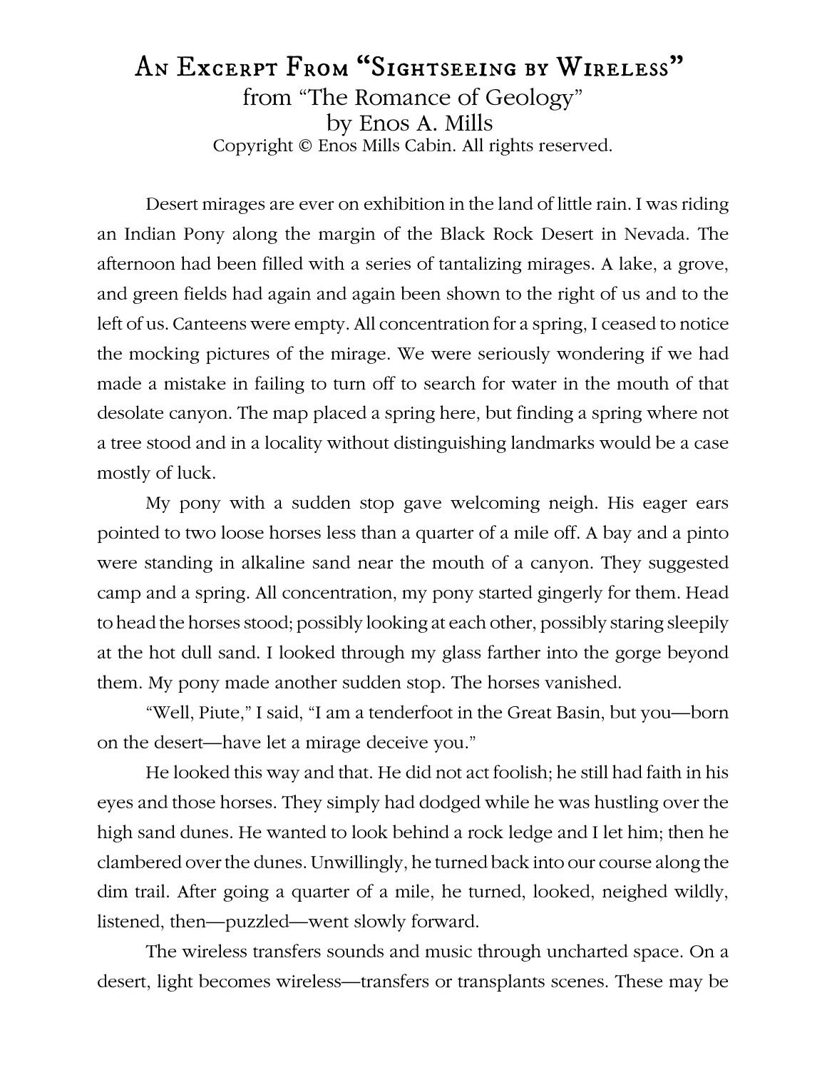# An Excerpt From "Sightseeing by Wireless"

from "The Romance of Geology"
by Enos A. Mills
Copyright © Enos Mills Cabin. All rights reserved.

Desert mirages are ever on exhibition in the land of little rain. I was riding an Indian Pony along the margin of the Black Rock Desert in Nevada. The afternoon had been filled with a series of tantalizing mirages. A lake, a grove, and green fields had again and again been shown to the right of us and to the left of us. Canteens were empty. All concentration for a spring, I ceased to notice the mocking pictures of the mirage. We were seriously wondering if we had made a mistake in failing to turn off to search for water in the mouth of that desolate canyon. The map placed a spring here, but finding a spring where not a tree stood and in a locality without distinguishing landmarks would be a case mostly of luck.

My pony with a sudden stop gave welcoming neigh. His eager ears pointed to two loose horses less than a quarter of a mile off. A bay and a pinto were standing in alkaline sand near the mouth of a canyon. They suggested camp and a spring. All concentration, my pony started gingerly for them. Head to head the horses stood; possibly looking at each other, possibly staring sleepily at the hot dull sand. I looked through my glass farther into the gorge beyond them. My pony made another sudden stop. The horses vanished.

"Well, Piute," I said, "I am a tenderfoot in the Great Basin, but you—born on the desert—have let a mirage deceive you."

He looked this way and that. He did not act foolish; he still had faith in his eyes and those horses. They simply had dodged while he was hustling over the high sand dunes. He wanted to look behind a rock ledge and I let him; then he clambered over the dunes. Unwillingly, he turned back into our course along the dim trail. After going a quarter of a mile, he turned, looked, neighed wildly, listened, then—puzzled—went slowly forward.

The wireless transfers sounds and music through uncharted space. On a desert, light becomes wireless—transfers or transplants scenes. These may be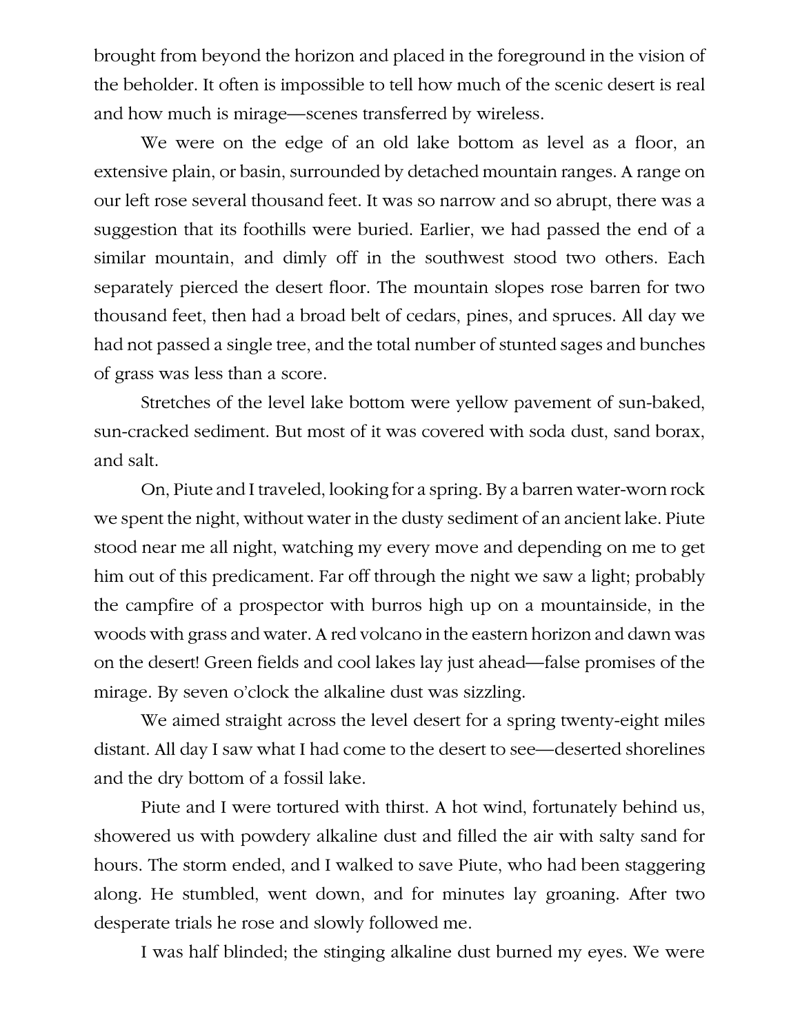brought from beyond the horizon and placed in the foreground in the vision of the beholder. It often is impossible to tell how much of the scenic desert is real and how much is mirage—scenes transferred by wireless.

We were on the edge of an old lake bottom as level as a floor, an extensive plain, or basin, surrounded by detached mountain ranges. A range on our left rose several thousand feet. It was so narrow and so abrupt, there was a suggestion that its foothills were buried. Earlier, we had passed the end of a similar mountain, and dimly off in the southwest stood two others. Each separately pierced the desert floor. The mountain slopes rose barren for two thousand feet, then had a broad belt of cedars, pines, and spruces. All day we had not passed a single tree, and the total number of stunted sages and bunches of grass was less than a score.

Stretches of the level lake bottom were yellow pavement of sun-baked, sun-cracked sediment. But most of it was covered with soda dust, sand borax, and salt.

On, Piute and I traveled, looking for a spring. By a barren water-worn rock we spent the night, without water in the dusty sediment of an ancient lake. Piute stood near me all night, watching my every move and depending on me to get him out of this predicament. Far off through the night we saw a light; probably the campfire of a prospector with burros high up on a mountainside, in the woods with grass and water. A red volcano in the eastern horizon and dawn was on the desert! Green fields and cool lakes lay just ahead—false promises of the mirage. By seven o'clock the alkaline dust was sizzling.

We aimed straight across the level desert for a spring twenty-eight miles distant. All day I saw what I had come to the desert to see—deserted shorelines and the dry bottom of a fossil lake.

Piute and I were tortured with thirst. A hot wind, fortunately behind us, showered us with powdery alkaline dust and filled the air with salty sand for hours. The storm ended, and I walked to save Piute, who had been staggering along. He stumbled, went down, and for minutes lay groaning. After two desperate trials he rose and slowly followed me.

I was half blinded; the stinging alkaline dust burned my eyes. We were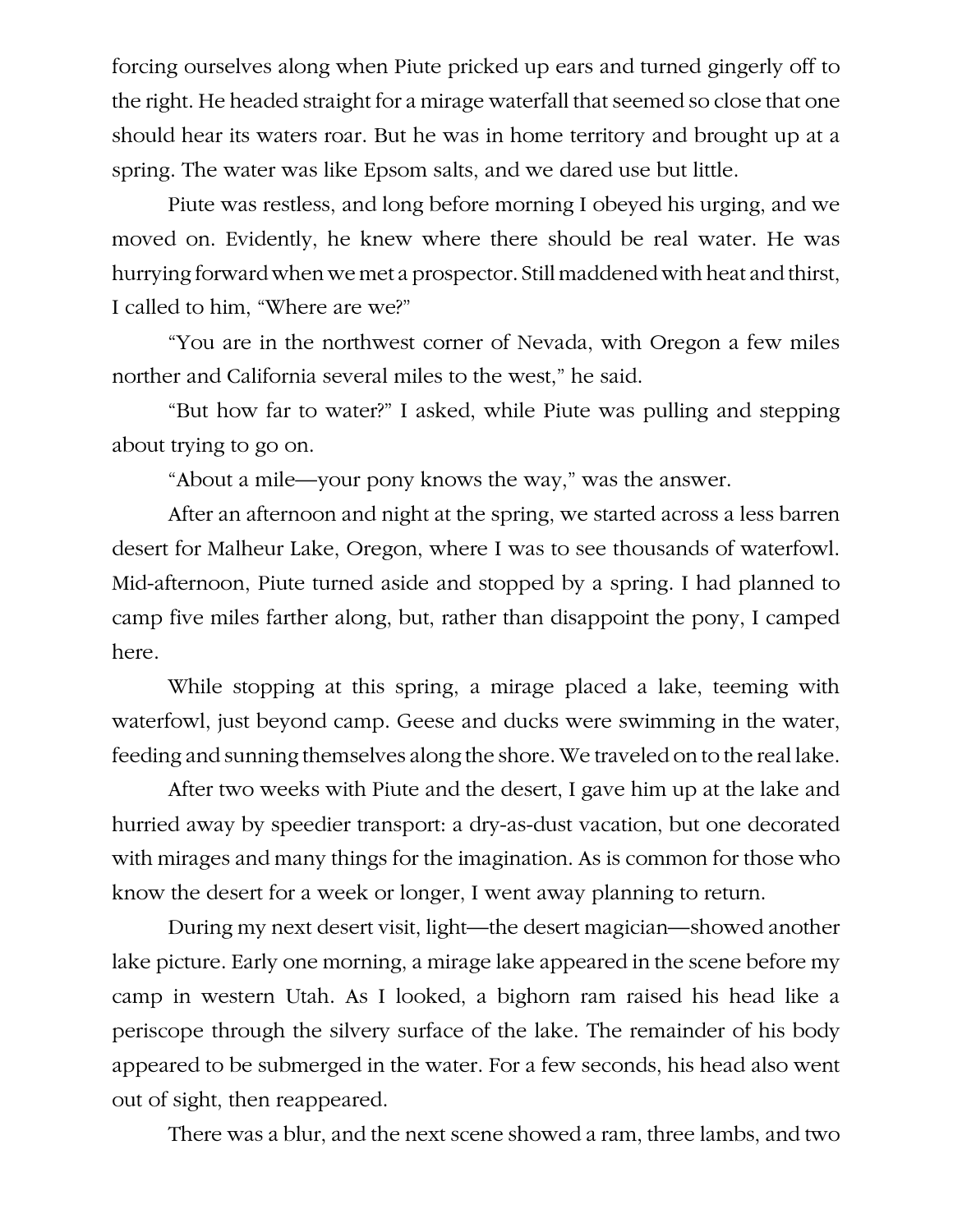forcing ourselves along when Piute pricked up ears and turned gingerly off to the right. He headed straight for a mirage waterfall that seemed so close that one should hear its waters roar. But he was in home territory and brought up at a spring. The water was like Epsom salts, and we dared use but little.

Piute was restless, and long before morning I obeyed his urging, and we moved on. Evidently, he knew where there should be real water. He was hurrying forward when we met a prospector. Still maddened with heat and thirst, I called to him, "Where are we?"

"You are in the northwest corner of Nevada, with Oregon a few miles norther and California several miles to the west," he said.

"But how far to water?" I asked, while Piute was pulling and stepping about trying to go on.

"About a mile—your pony knows the way," was the answer.

After an afternoon and night at the spring, we started across a less barren desert for Malheur Lake, Oregon, where I was to see thousands of waterfowl. Mid-afternoon, Piute turned aside and stopped by a spring. I had planned to camp five miles farther along, but, rather than disappoint the pony, I camped here.

While stopping at this spring, a mirage placed a lake, teeming with waterfowl, just beyond camp. Geese and ducks were swimming in the water, feeding and sunning themselves along the shore. We traveled on to the real lake.

After two weeks with Piute and the desert, I gave him up at the lake and hurried away by speedier transport: a dry-as-dust vacation, but one decorated with mirages and many things for the imagination. As is common for those who know the desert for a week or longer, I went away planning to return.

During my next desert visit, light—the desert magician—showed another lake picture. Early one morning, a mirage lake appeared in the scene before my camp in western Utah. As I looked, a bighorn ram raised his head like a periscope through the silvery surface of the lake. The remainder of his body appeared to be submerged in the water. For a few seconds, his head also went out of sight, then reappeared.

There was a blur, and the next scene showed a ram, three lambs, and two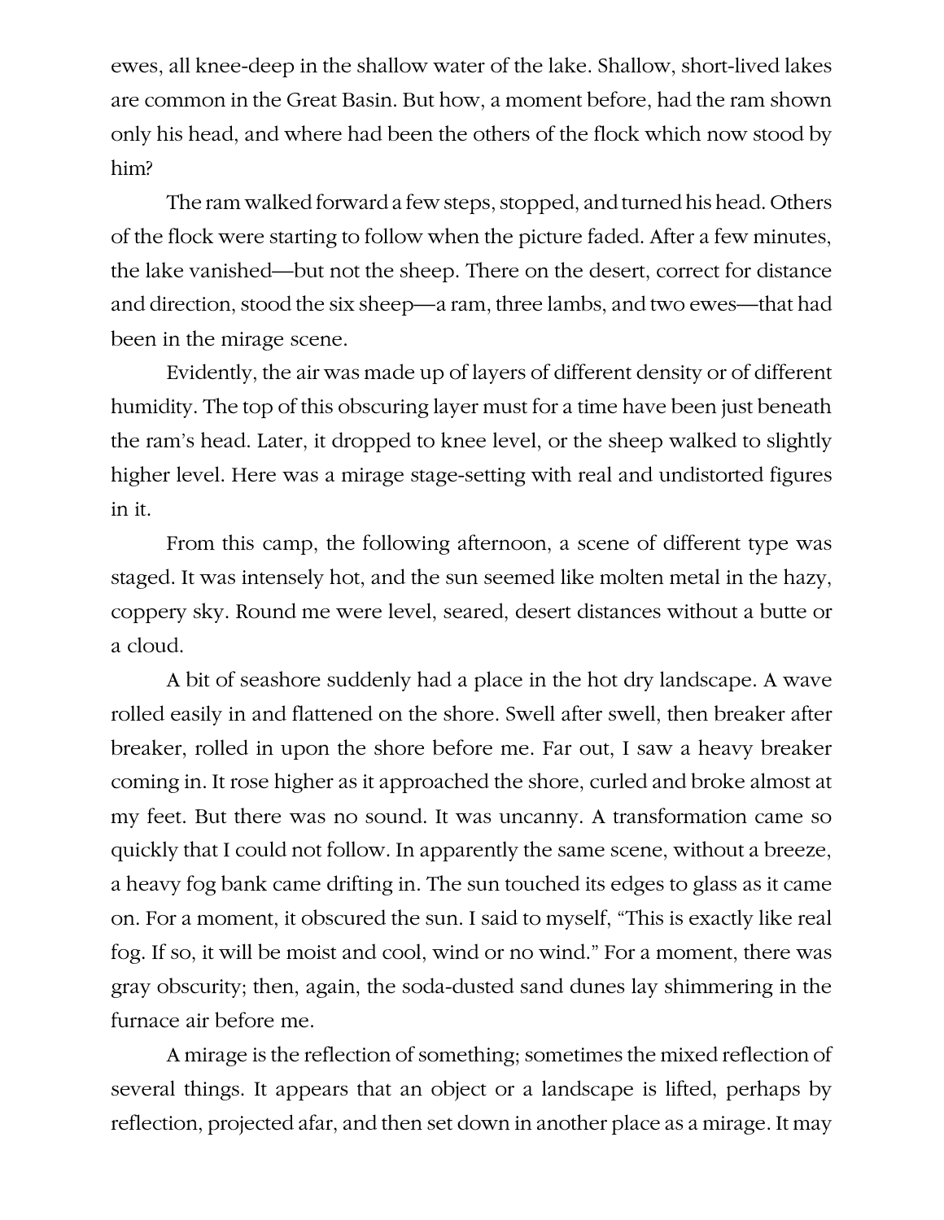ewes, all knee-deep in the shallow water of the lake. Shallow, short-lived lakes are common in the Great Basin. But how, a moment before, had the ram shown only his head, and where had been the others of the flock which now stood by him?

The ram walked forward a few steps, stopped, and turned his head. Others of the flock were starting to follow when the picture faded. After a few minutes, the lake vanished—but not the sheep. There on the desert, correct for distance and direction, stood the six sheep—a ram, three lambs, and two ewes—that had been in the mirage scene.

Evidently, the air was made up of layers of different density or of different humidity. The top of this obscuring layer must for a time have been just beneath the ram's head. Later, it dropped to knee level, or the sheep walked to slightly higher level. Here was a mirage stage-setting with real and undistorted figures in it.

From this camp, the following afternoon, a scene of different type was staged. It was intensely hot, and the sun seemed like molten metal in the hazy, coppery sky. Round me were level, seared, desert distances without a butte or a cloud.

A bit of seashore suddenly had a place in the hot dry landscape. A wave rolled easily in and flattened on the shore. Swell after swell, then breaker after breaker, rolled in upon the shore before me. Far out, I saw a heavy breaker coming in. It rose higher as it approached the shore, curled and broke almost at my feet. But there was no sound. It was uncanny. A transformation came so quickly that I could not follow. In apparently the same scene, without a breeze, a heavy fog bank came drifting in. The sun touched its edges to glass as it came on. For a moment, it obscured the sun. I said to myself, "This is exactly like real fog. If so, it will be moist and cool, wind or no wind." For a moment, there was gray obscurity; then, again, the soda-dusted sand dunes lay shimmering in the furnace air before me.

A mirage is the reflection of something; sometimes the mixed reflection of several things. It appears that an object or a landscape is lifted, perhaps by reflection, projected afar, and then set down in another place as a mirage. It may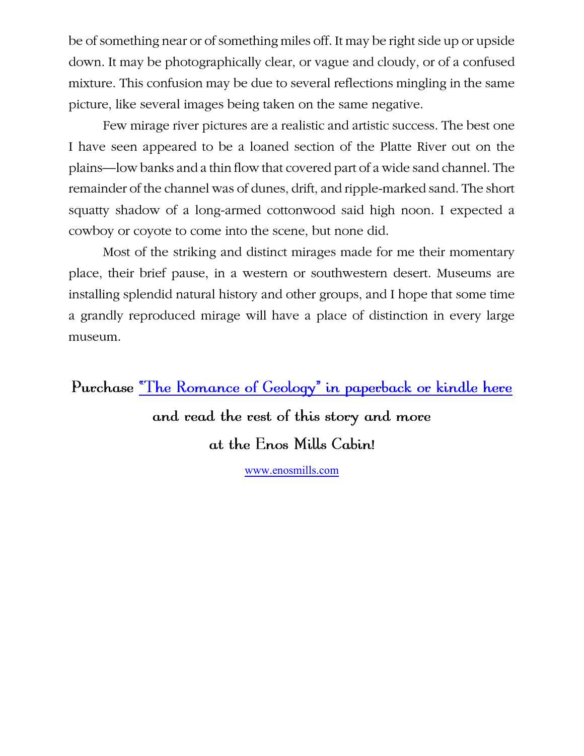be of something near or of something miles off. It may be right side up or upside down. It may be photographically clear, or vague and cloudy, or of a confused mixture. This confusion may be due to several reflections mingling in the same picture, like several images being taken on the same negative.

Few mirage river pictures are a realistic and artistic success. The best one I have seen appeared to be a loaned section of the Platte River out on the plains—low banks and a thin flow that covered part of a wide sand channel. The remainder of the channel was of dunes, drift, and ripple-marked sand. The short squatty shadow of a long-armed cottonwood said high noon. I expected a cowboy or coyote to come into the scene, but none did.

Most of the striking and distinct mirages made for me their momentary place, their brief pause, in a western or southwestern desert. Museums are installing splendid natural history and other groups, and I hope that some time a grandly reproduced mirage will have a place of distinction in every large museum.

**Purchase "The Romance of Geology" in paperback or kindle here**

**and read the rest of this story and more**

**at the Enos Mills Cabin!**

www.enosmills.com